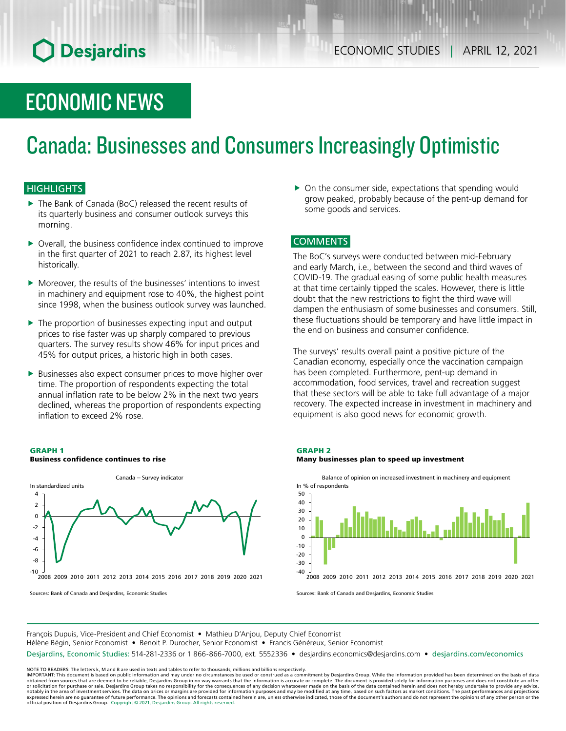ECONOMIC STUDIES | APRIL 12, 2021

# ECONOMIC NEWS

# Canada: Businesses and Consumers Increasingly Optimistic

## HIGHLIGHTS

- The Bank of Canada (BoC) released the recent results of its quarterly business and consumer outlook surveys this morning.
- Overall, the business confidence index continued to improve in the first quarter of 2021 to reach 2.87, its highest level historically.
- Moreover, the results of the businesses' intentions to invest in machinery and equipment rose to 40%, the highest point since 1998, when the business outlook survey was launched.
- The proportion of businesses expecting input and output prices to rise faster was up sharply compared to previous quarters. The survey results show 46% for input prices and 45% for output prices, a historic high in both cases.
- Businesses also expect consumer prices to move higher over time. The proportion of respondents expecting the total annual inflation rate to be below 2% in the next two years declined, whereas the proportion of respondents expecting inflation to exceed 2% rose.
- On the consumer side, expectations that spending would grow peaked, probably because of the pent-up demand for some goods and services.

## COMMENTS

The BoC's surveys were conducted between mid-February and early March, i.e., between the second and third waves of COVID-19. The gradual easing of some public health measures at that time certainly tipped the scales. However, there is little doubt that the new restrictions to fight the third wave will dampen the enthusiasm of some businesses and consumers. Still, these fluctuations should be temporary and have little impact in the end on business and consumer confidence.

The surveys' results overall paint a positive picture of the Canadian economy, especially once the vaccination campaign has been completed. Furthermore, pent-up demand in accommodation, food services, travel and recreation suggest that these sectors will be able to take full advantage of a major recovery. The expected increase in investment in machinery and equipment is also good news for economic growth.

**GRAPH 1**
**Business confidence continues to rise**

Canada – Survey indicator

In standardized units

Sources: Bank of Canada and Desjardins, Economic Studies

**GRAPH 2**
**Many businesses plan to speed up investment**

Balance of opinion on increased investment in machinery and equipment

In % of respondents

Sources: Bank of Canada and Desjardins, Economic Studies

François Dupuis, Vice-President and Chief Economist • Mathieu D'Anjou, Deputy Chief Economist
Hélène Bégin, Senior Economist • Benoit P. Durocher, Senior Economist • Francis Généreux, Senior Economist

Desjardins, Economic Studies: 514-281-2336 or 1 866-866-7000, ext. 5552336 • desjardins.economics@desjardins.com • desjardins.com/economics

NOTE TO READERS: The letters k, M and B are used in texts and tables to refer to thousands, millions and billions respectively.
IMPORTANT: This document is based on public information and may under no circumstances be used or construed as a commitment by Desjardins Group. While the information provided has been determined on the basis of data obtained from sources that are deemed to be reliable, Desjardins Group in no way warrants that the information is accurate or complete. The document is provided solely for information purposes and does not constitute an offer or solicitation for purchase or sale. Desjardins Group takes no responsibility for the consequences of any decision whatsoever made on the basis of the data contained herein and does not hereby undertake to provide any advice, notably in the area of investment services. The data on prices or margins are provided for information purposes and may be modified at any time, based on such factors as market conditions. The past performances and projections expressed herein are no guarantee of future performance. The opinions and forecasts contained herein are, unless otherwise indicated, those of the document's authors and do not represent the opinions of any other person or the official position of Desjardins Group. Copyright © 2021, Desjardins Group. All rights reserved.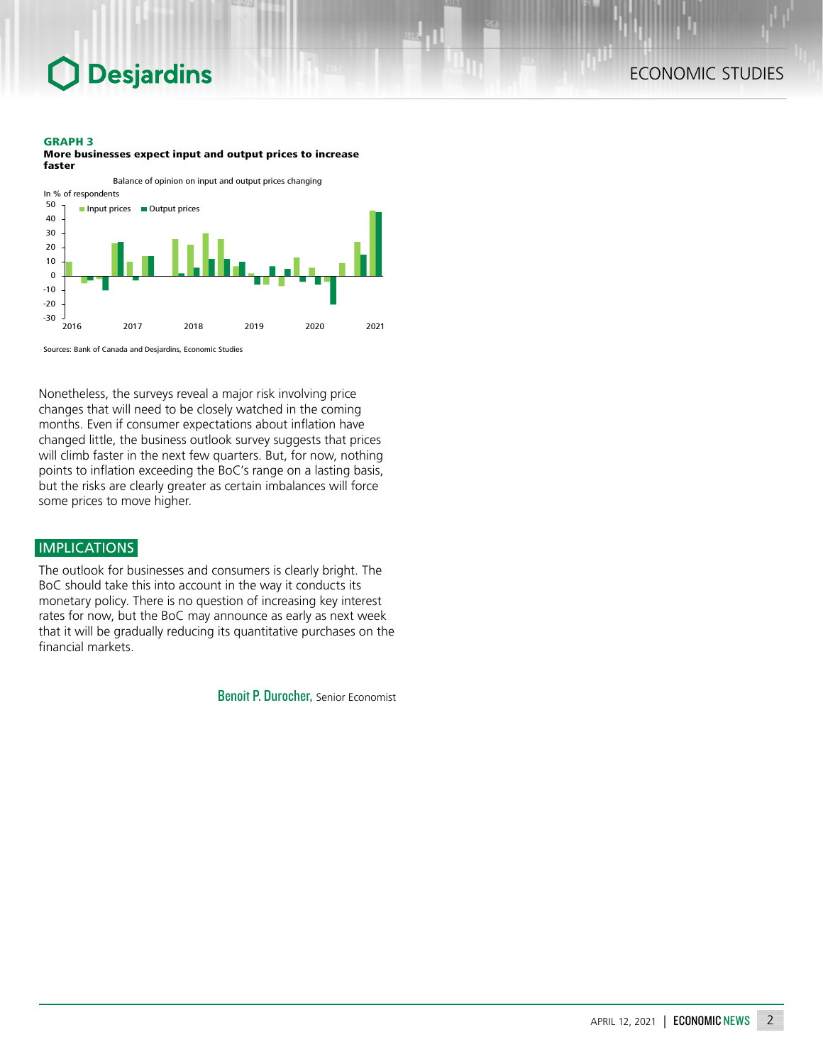**GRAPH 3**
**More businesses expect input and output prices to increase faster**

Balance of opinion on input and output prices changing

In % of respondents

Input prices
Output prices

50
40
30
20
10
0
-10
-20
-30

2016
2017
2018
2019
2020
2021

Sources: Bank of Canada and Desjardins, Economic Studies

Nonetheless, the surveys reveal a major risk involving price changes that will need to be closely watched in the coming months. Even if consumer expectations about inflation have changed little, the business outlook survey suggests that prices will climb faster in the next few quarters. But, for now, nothing points to inflation exceeding the BoC's range on a lasting basis, but the risks are clearly greater as certain imbalances will force some prices to move higher.

## IMPLICATIONS

The outlook for businesses and consumers is clearly bright. The BoC should take this into account in the way it conducts its monetary policy. There is no question of increasing key interest rates for now, but the BoC may announce as early as next week that it will be gradually reducing its quantitative purchases on the financial markets.

Benoit P. Durocher, Senior Economist